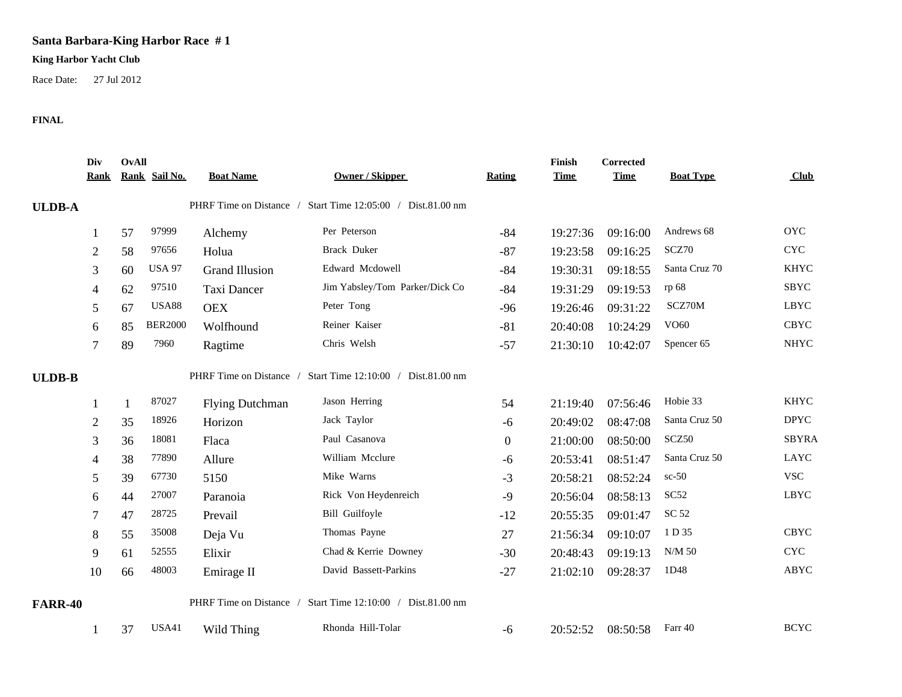**Santa Barbara-King Harbor Race # 1**

**King Harbor Yacht Club**

Race Date: 27 Jul 2012

**FINAL**

| Div Rank | OvAll Rank | Sail No. | Boat Name | Owner / Skipper | Rating | Finish Time | Corrected Time | Boat Type | Club |
|---|---|---|---|---|---|---|---|---|---|
| **ULDB-A** | | PHRF Time on Distance / Start Time 12:05:00 / Dist.81.00 nm | | | | | | | |
| 1 | 57 | 97999 | Alchemy | Per Peterson | -84 | 19:27:36 | 09:16:00 | Andrews 68 | OYC |
| 2 | 58 | 97656 | Holua | Brack Duker | -87 | 19:23:58 | 09:16:25 | SCZ70 | CYC |
| 3 | 60 | USA 97 | Grand Illusion | Edward Mcdowell | -84 | 19:30:31 | 09:18:55 | Santa Cruz 70 | KHYC |
| 4 | 62 | 97510 | Taxi Dancer | Jim Yabsley/Tom Parker/Dick Co | -84 | 19:31:29 | 09:19:53 | rp 68 | SBYC |
| 5 | 67 | USA88 | OEX | Peter Tong | -96 | 19:26:46 | 09:31:22 | SCZ70M | LBYC |
| 6 | 85 | BER2000 | Wolfhound | Reiner Kaiser | -81 | 20:40:08 | 10:24:29 | VO60 | CBYC |
| 7 | 89 | 7960 | Ragtime | Chris Welsh | -57 | 21:30:10 | 10:42:07 | Spencer 65 | NHYC |
| **ULDB-B** | | PHRF Time on Distance / Start Time 12:10:00 / Dist.81.00 nm | | | | | | | |
| 1 | 1 | 87027 | Flying Dutchman | Jason Herring | 54 | 21:19:40 | 07:56:46 | Hobie 33 | KHYC |
| 2 | 35 | 18926 | Horizon | Jack Taylor | -6 | 20:49:02 | 08:47:08 | Santa Cruz 50 | DPYC |
| 3 | 36 | 18081 | Flaca | Paul Casanova | 0 | 21:00:00 | 08:50:00 | SCZ50 | SBYRA |
| 4 | 38 | 77890 | Allure | William Mcclure | -6 | 20:53:41 | 08:51:47 | Santa Cruz 50 | LAYC |
| 5 | 39 | 67730 | 5150 | Mike Warns | -3 | 20:58:21 | 08:52:24 | sc-50 | VSC |
| 6 | 44 | 27007 | Paranoia | Rick Von Heydenreich | -9 | 20:56:04 | 08:58:13 | SC52 | LBYC |
| 7 | 47 | 28725 | Prevail | Bill Guilfoyle | -12 | 20:55:35 | 09:01:47 | SC 52 | |
| 8 | 55 | 35008 | Deja Vu | Thomas Payne | 27 | 21:56:34 | 09:10:07 | 1 D 35 | CBYC |
| 9 | 61 | 52555 | Elixir | Chad & Kerrie Downey | -30 | 20:48:43 | 09:19:13 | N/M 50 | CYC |
| 10 | 66 | 48003 | Emirage II | David Bassett-Parkins | -27 | 21:02:10 | 09:28:37 | 1D48 | ABYC |
| **FARR-40** | | PHRF Time on Distance / Start Time 12:10:00 / Dist.81.00 nm | | | | | | | |
| 1 | 37 | USA41 | Wild Thing | Rhonda Hill-Tolar | -6 | 20:52:52 | 08:50:58 | Farr 40 | BCYC |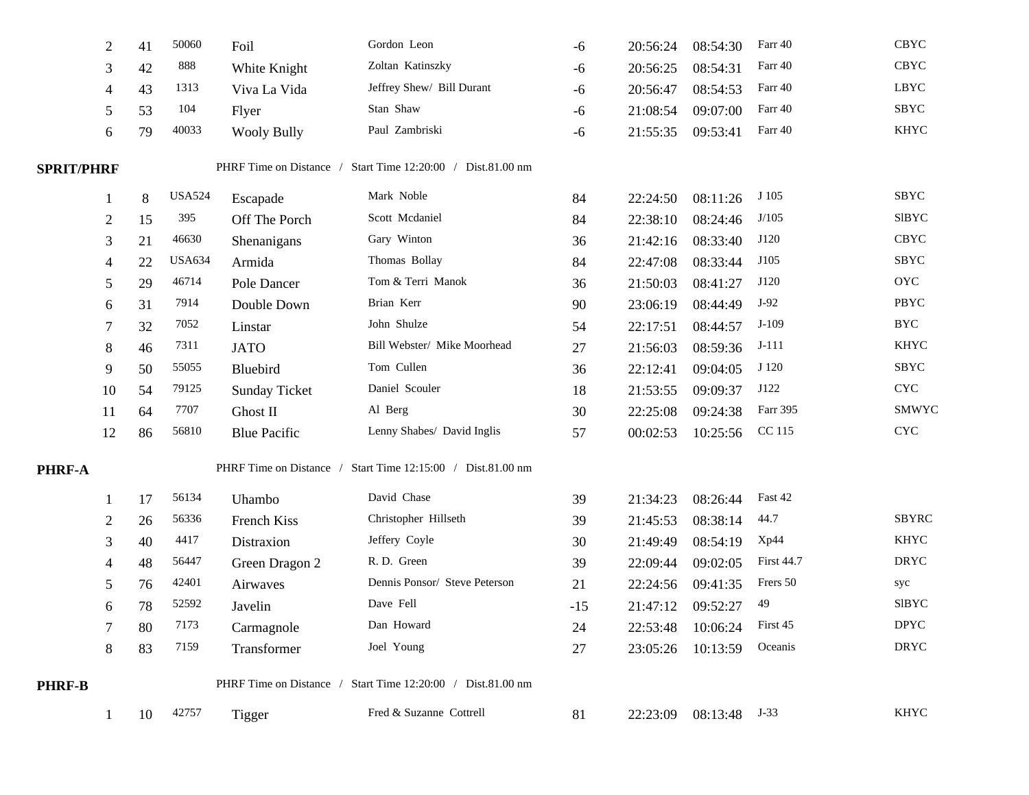| | | | | | | | | | |
|---|---|---|---|---|---|---|---|---|---|
| 2 | 41 | 50060 | Foil | Gordon Leon | -6 | 20:56:24 | 08:54:30 | Farr 40 | CBYC |
| 3 | 42 | 888 | White Knight | Zoltan Katinszky | -6 | 20:56:25 | 08:54:31 | Farr 40 | CBYC |
| 4 | 43 | 1313 | Viva La Vida | Jeffrey Shew/ Bill Durant | -6 | 20:56:47 | 08:54:53 | Farr 40 | LBYC |
| 5 | 53 | 104 | Flyer | Stan Shaw | -6 | 21:08:54 | 09:07:00 | Farr 40 | SBYC |
| 6 | 79 | 40033 | Wooly Bully | Paul Zambriski | -6 | 21:55:35 | 09:53:41 | Farr 40 | KHYC |

**SPRIT/PHRF** PHRF Time on Distance / Start Time 12:20:00 / Dist.81.00 nm

| | | | | | | | | | |
|---|---|---|---|---|---|---|---|---|---|
| 1 | 8 | USA524 | Escapade | Mark Noble | 84 | 22:24:50 | 08:11:26 | J 105 | SBYC |
| 2 | 15 | 395 | Off The Porch | Scott Mcdaniel | 84 | 22:38:10 | 08:24:46 | J/105 | SlBYC |
| 3 | 21 | 46630 | Shenanigans | Gary Winton | 36 | 21:42:16 | 08:33:40 | J120 | CBYC |
| 4 | 22 | USA634 | Armida | Thomas Bollay | 84 | 22:47:08 | 08:33:44 | J105 | SBYC |
| 5 | 29 | 46714 | Pole Dancer | Tom & Terri Manok | 36 | 21:50:03 | 08:41:27 | J120 | OYC |
| 6 | 31 | 7914 | Double Down | Brian Kerr | 90 | 23:06:19 | 08:44:49 | J-92 | PBYC |
| 7 | 32 | 7052 | Linstar | John Shulze | 54 | 22:17:51 | 08:44:57 | J-109 | BYC |
| 8 | 46 | 7311 | JATO | Bill Webster/ Mike Moorhead | 27 | 21:56:03 | 08:59:36 | J-111 | KHYC |
| 9 | 50 | 55055 | Bluebird | Tom Cullen | 36 | 22:12:41 | 09:04:05 | J 120 | SBYC |
| 10 | 54 | 79125 | Sunday Ticket | Daniel Scouler | 18 | 21:53:55 | 09:09:37 | J122 | CYC |
| 11 | 64 | 7707 | Ghost II | Al Berg | 30 | 22:25:08 | 09:24:38 | Farr 395 | SMWYC |
| 12 | 86 | 56810 | Blue Pacific | Lenny Shabes/ David Inglis | 57 | 00:02:53 | 10:25:56 | CC 115 | CYC |

**PHRF-A** PHRF Time on Distance / Start Time 12:15:00 / Dist.81.00 nm

| | | | | | | | | | |
|---|---|---|---|---|---|---|---|---|---|
| 1 | 17 | 56134 | Uhambo | David Chase | 39 | 21:34:23 | 08:26:44 | Fast 42 | |
| 2 | 26 | 56336 | French Kiss | Christopher Hillseth | 39 | 21:45:53 | 08:38:14 | 44.7 | SBYRC |
| 3 | 40 | 4417 | Distraxion | Jeffery Coyle | 30 | 21:49:49 | 08:54:19 | Xp44 | KHYC |
| 4 | 48 | 56447 | Green Dragon 2 | R. D. Green | 39 | 22:09:44 | 09:02:05 | First 44.7 | DRYC |
| 5 | 76 | 42401 | Airwaves | Dennis Ponsor/ Steve Peterson | 21 | 22:24:56 | 09:41:35 | Frers 50 | syc |
| 6 | 78 | 52592 | Javelin | Dave Fell | -15 | 21:47:12 | 09:52:27 | 49 | SlBYC |
| 7 | 80 | 7173 | Carmagnole | Dan Howard | 24 | 22:53:48 | 10:06:24 | First 45 | DPYC |
| 8 | 83 | 7159 | Transformer | Joel Young | 27 | 23:05:26 | 10:13:59 | Oceanis | DRYC |

**PHRF-B** PHRF Time on Distance / Start Time 12:20:00 / Dist.81.00 nm

| | | | | | | | | | |
|---|---|---|---|---|---|---|---|---|---|
| 1 | 10 | 42757 | Tigger | Fred & Suzanne Cottrell | 81 | 22:23:09 | 08:13:48 | J-33 | KHYC |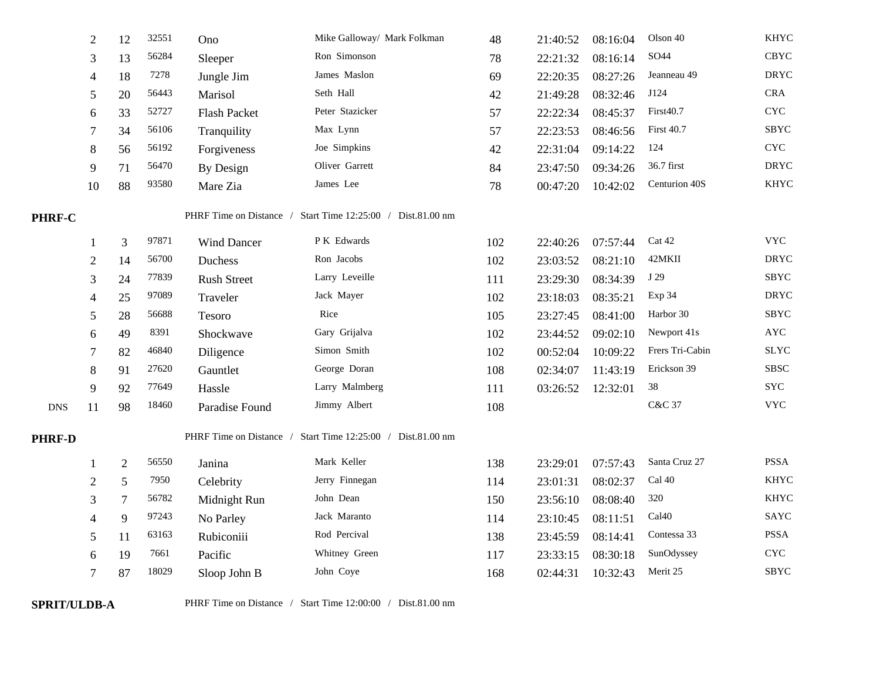| | | | | | | | | | | |
|---|---|---|---|---|---|---|---|---|---|---|
| | 2 | 12 | 32551 | Ono | Mike Galloway/ Mark Folkman | 48 | 21:40:52 | 08:16:04 | Olson 40 | KHYC |
| | 3 | 13 | 56284 | Sleeper | Ron Simonson | 78 | 22:21:32 | 08:16:14 | SO44 | CBYC |
| | 4 | 18 | 7278 | Jungle Jim | James Maslon | 69 | 22:20:35 | 08:27:26 | Jeanneau 49 | DRYC |
| | 5 | 20 | 56443 | Marisol | Seth Hall | 42 | 21:49:28 | 08:32:46 | J124 | CRA |
| | 6 | 33 | 52727 | Flash Packet | Peter Stazicker | 57 | 22:22:34 | 08:45:37 | First40.7 | CYC |
| | 7 | 34 | 56106 | Tranquility | Max Lynn | 57 | 22:23:53 | 08:46:56 | First 40.7 | SBYC |
| | 8 | 56 | 56192 | Forgiveness | Joe Simpkins | 42 | 22:31:04 | 09:14:22 | 124 | CYC |
| | 9 | 71 | 56470 | By Design | Oliver Garrett | 84 | 23:47:50 | 09:34:26 | 36.7 first | DRYC |
| | 10 | 88 | 93580 | Mare Zia | James Lee | 78 | 00:47:20 | 10:42:02 | Centurion 40S | KHYC |

**PHRF-C** PHRF Time on Distance / Start Time 12:25:00 / Dist.81.00 nm

| | | | | | | | | | | |
|---|---|---|---|---|---|---|---|---|---|---|
| | 1 | 3 | 97871 | Wind Dancer | P K Edwards | 102 | 22:40:26 | 07:57:44 | Cat 42 | VYC |
| | 2 | 14 | 56700 | Duchess | Ron Jacobs | 102 | 23:03:52 | 08:21:10 | 42MKII | DRYC |
| | 3 | 24 | 77839 | Rush Street | Larry Leveille | 111 | 23:29:30 | 08:34:39 | J 29 | SBYC |
| | 4 | 25 | 97089 | Traveler | Jack Mayer | 102 | 23:18:03 | 08:35:21 | Exp 34 | DRYC |
| | 5 | 28 | 56688 | Tesoro | Rice | 105 | 23:27:45 | 08:41:00 | Harbor 30 | SBYC |
| | 6 | 49 | 8391 | Shockwave | Gary Grijalva | 102 | 23:44:52 | 09:02:10 | Newport 41s | AYC |
| | 7 | 82 | 46840 | Diligence | Simon Smith | 102 | 00:52:04 | 10:09:22 | Frers Tri-Cabin | SLYC |
| | 8 | 91 | 27620 | Gauntlet | George Doran | 108 | 02:34:07 | 11:43:19 | Erickson 39 | SBSC |
| | 9 | 92 | 77649 | Hassle | Larry Malmberg | 111 | 03:26:52 | 12:32:01 | 38 | SYC |
| DNS | 11 | 98 | 18460 | Paradise Found | Jimmy Albert | 108 | | | C&C 37 | VYC |

**PHRF-D** PHRF Time on Distance / Start Time 12:25:00 / Dist.81.00 nm

| | | | | | | | | | | |
|---|---|---|---|---|---|---|---|---|---|---|
| | 1 | 2 | 56550 | Janina | Mark Keller | 138 | 23:29:01 | 07:57:43 | Santa Cruz 27 | PSSA |
| | 2 | 5 | 7950 | Celebrity | Jerry Finnegan | 114 | 23:01:31 | 08:02:37 | Cal 40 | KHYC |
| | 3 | 7 | 56782 | Midnight Run | John Dean | 150 | 23:56:10 | 08:08:40 | 320 | KHYC |
| | 4 | 9 | 97243 | No Parley | Jack Maranto | 114 | 23:10:45 | 08:11:51 | Cal40 | SAYC |
| | 5 | 11 | 63163 | Rubiconiii | Rod Percival | 138 | 23:45:59 | 08:14:41 | Contessa 33 | PSSA |
| | 6 | 19 | 7661 | Pacific | Whitney Green | 117 | 23:33:15 | 08:30:18 | SunOdyssey | CYC |
| | 7 | 87 | 18029 | Sloop John B | John Coye | 168 | 02:44:31 | 10:32:43 | Merit 25 | SBYC |

**SPRIT/ULDB-A** PHRF Time on Distance / Start Time 12:00:00 / Dist.81.00 nm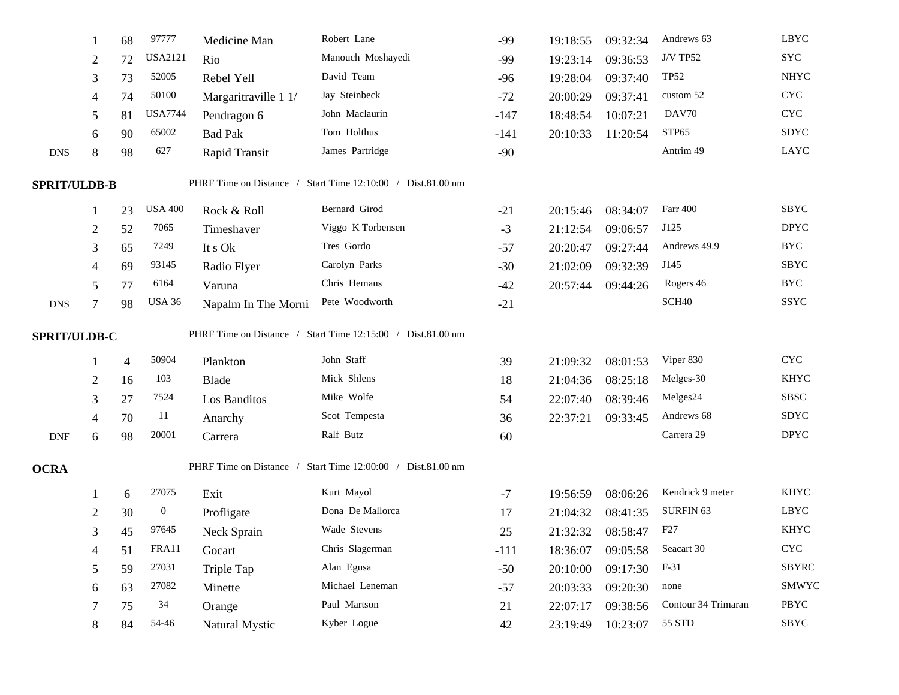|  | 1 | 68 | 97777 | Medicine Man | Robert Lane | -99 | 19:18:55 | 09:32:34 | Andrews 63 | LBYC |
|---|---|---|---|---|---|---|---|---|---|---|
|  | 2 | 72 | USA2121 | Rio | Manouch Moshayedi | -99 | 19:23:14 | 09:36:53 | J/V TP52 | SYC |
|  | 3 | 73 | 52005 | Rebel Yell | David Team | -96 | 19:28:04 | 09:37:40 | TP52 | NHYC |
|  | 4 | 74 | 50100 | Margaritraville 1 1/ | Jay Steinbeck | -72 | 20:00:29 | 09:37:41 | custom 52 | CYC |
|  | 5 | 81 | USA7744 | Pendragon 6 | John Maclaurin | -147 | 18:48:54 | 10:07:21 | DAV70 | CYC |
|  | 6 | 90 | 65002 | Bad Pak | Tom Holthus | -141 | 20:10:33 | 11:20:54 | STP65 | SDYC |
| DNS | 8 | 98 | 627 | Rapid Transit | James Partridge | -90 |  |  | Antrim 49 | LAYC |

**SPRIT/ULDB-B** PHRF Time on Distance / Start Time 12:10:00 / Dist.81.00 nm

|  |  |  |  |  |  |  |  |  |  |  |
|---|---|---|---|---|---|---|---|---|---|---|
|  | 1 | 23 | USA 400 | Rock & Roll | Bernard Girod | -21 | 20:15:46 | 08:34:07 | Farr 400 | SBYC |
|  | 2 | 52 | 7065 | Timeshaver | Viggo K Torbensen | -3 | 21:12:54 | 09:06:57 | J125 | DPYC |
|  | 3 | 65 | 7249 | It s Ok | Tres Gordo | -57 | 20:20:47 | 09:27:44 | Andrews 49.9 | BYC |
|  | 4 | 69 | 93145 | Radio Flyer | Carolyn Parks | -30 | 21:02:09 | 09:32:39 | J145 | SBYC |
|  | 5 | 77 | 6164 | Varuna | Chris Hemans | -42 | 20:57:44 | 09:44:26 | Rogers 46 | BYC |
| DNS | 7 | 98 | USA 36 | Napalm In The Morni | Pete Woodworth | -21 |  |  | SCH40 | SSYC |

**SPRIT/ULDB-C** PHRF Time on Distance / Start Time 12:15:00 / Dist.81.00 nm

|  |  |  |  |  |  |  |  |  |  |  |
|---|---|---|---|---|---|---|---|---|---|---|
|  | 1 | 4 | 50904 | Plankton | John Staff | 39 | 21:09:32 | 08:01:53 | Viper 830 | CYC |
|  | 2 | 16 | 103 | Blade | Mick Shlens | 18 | 21:04:36 | 08:25:18 | Melges-30 | KHYC |
|  | 3 | 27 | 7524 | Los Banditos | Mike Wolfe | 54 | 22:07:40 | 08:39:46 | Melges24 | SBSC |
|  | 4 | 70 | 11 | Anarchy | Scot Tempesta | 36 | 22:37:21 | 09:33:45 | Andrews 68 | SDYC |
| DNF | 6 | 98 | 20001 | Carrera | Ralf Butz | 60 |  |  | Carrera 29 | DPYC |

**OCRA** PHRF Time on Distance / Start Time 12:00:00 / Dist.81.00 nm

|  |  |  |  |  |  |  |  |  |  |  |
|---|---|---|---|---|---|---|---|---|---|---|
|  | 1 | 6 | 27075 | Exit | Kurt Mayol | -7 | 19:56:59 | 08:06:26 | Kendrick 9 meter | KHYC |
|  | 2 | 30 | 0 | Profligate | Dona De Mallorca | 17 | 21:04:32 | 08:41:35 | SURFIN 63 | LBYC |
|  | 3 | 45 | 97645 | Neck Sprain | Wade Stevens | 25 | 21:32:32 | 08:58:47 | F27 | KHYC |
|  | 4 | 51 | FRA11 | Gocart | Chris Slagerman | -111 | 18:36:07 | 09:05:58 | Seacart 30 | CYC |
|  | 5 | 59 | 27031 | Triple Tap | Alan Egusa | -50 | 20:10:00 | 09:17:30 | F-31 | SBYRC |
|  | 6 | 63 | 27082 | Minette | Michael Leneman | -57 | 20:03:33 | 09:20:30 | none | SMWYC |
|  | 7 | 75 | 34 | Orange | Paul Martson | 21 | 22:07:17 | 09:38:56 | Contour 34 Trimaran | PBYC |
|  | 8 | 84 | 54-46 | Natural Mystic | Kyber Logue | 42 | 23:19:49 | 10:23:07 | 55 STD | SBYC |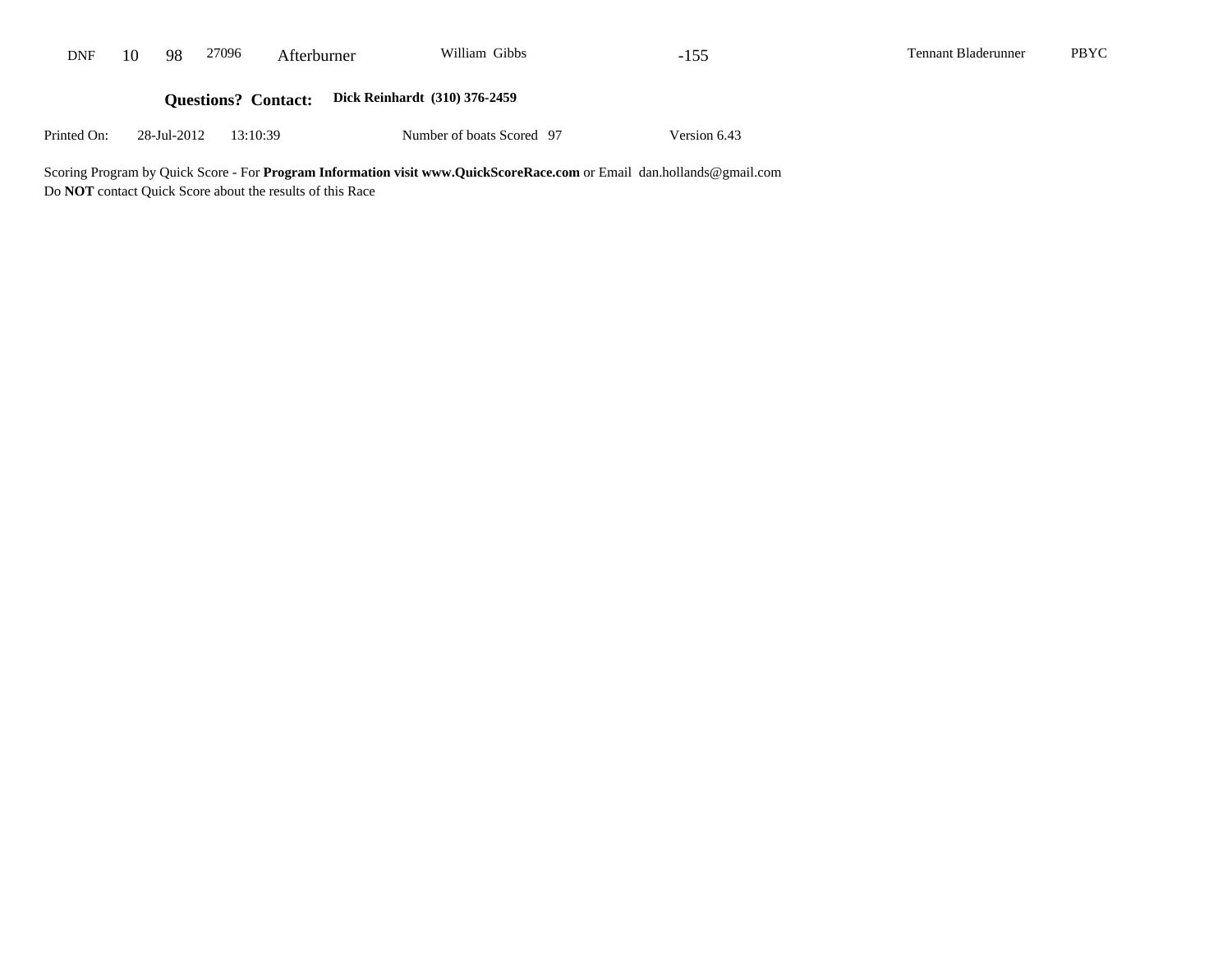| | | | | | | | | |
|---|---|---|---|---|---|---|---|---|
| DNF | 10 | 98 | 27096 | Afterburner | William Gibbs | -155 | Tennant Bladerunner | PBYC |

**Questions? Contact:** **Dick Reinhardt (310) 376-2459**

Printed On: 28-Jul-2012 13:10:39 Number of boats Scored 97 Version 6.43

Scoring Program by Quick Score - For **Program Information visit www.QuickScoreRace.com** or Email dan.hollands@gmail.com
Do **NOT** contact Quick Score about the results of this Race